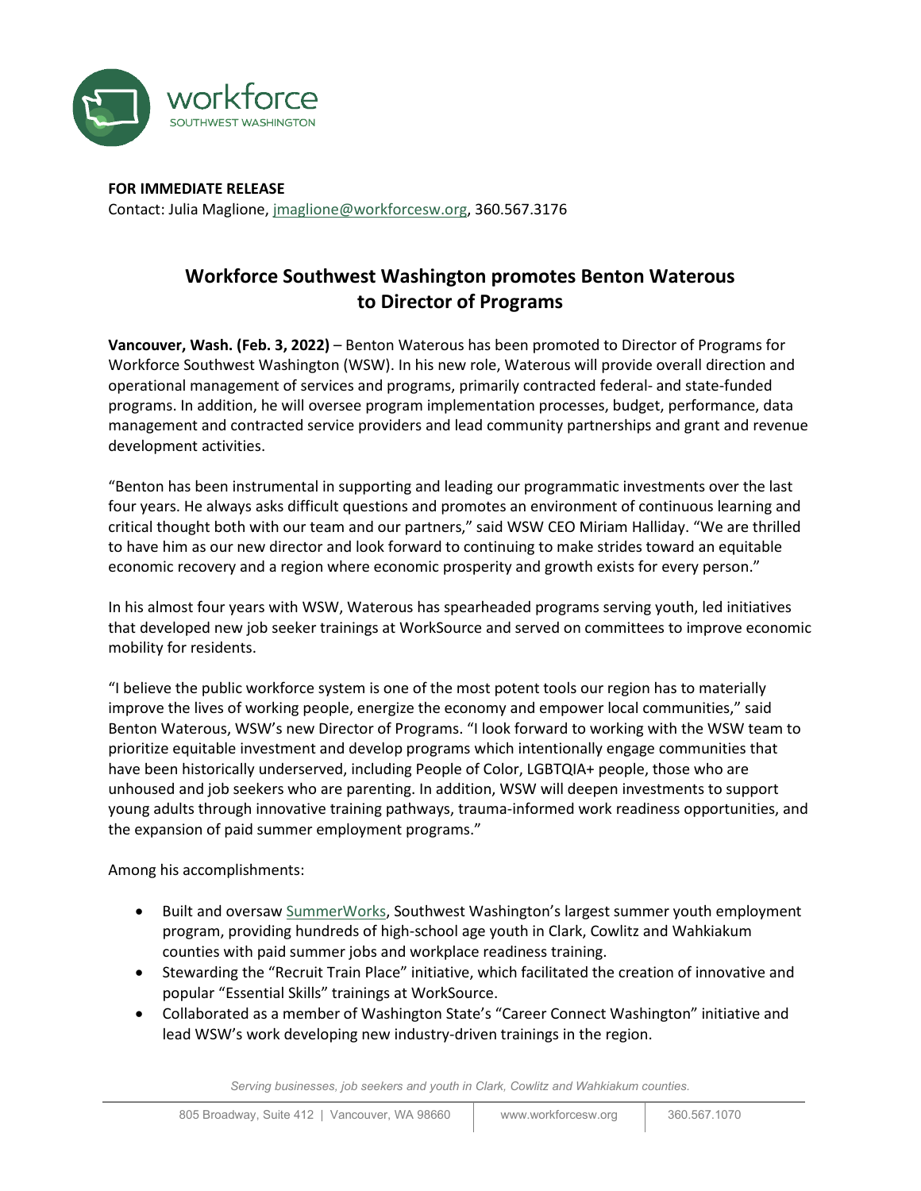**FOR IMMEDIATE RELEASE**
Contact: Julia Maglione, jmaglione@workforcesw.org, 360.567.3176

# Workforce Southwest Washington promotes Benton Waterous to Director of Programs

**Vancouver, Wash. (Feb. 3, 2022)** – Benton Waterous has been promoted to Director of Programs for Workforce Southwest Washington (WSW). In his new role, Waterous will provide overall direction and operational management of services and programs, primarily contracted federal- and state-funded programs. In addition, he will oversee program implementation processes, budget, performance, data management and contracted service providers and lead community partnerships and grant and revenue development activities.

"Benton has been instrumental in supporting and leading our programmatic investments over the last four years. He always asks difficult questions and promotes an environment of continuous learning and critical thought both with our team and our partners," said WSW CEO Miriam Halliday. "We are thrilled to have him as our new director and look forward to continuing to make strides toward an equitable economic recovery and a region where economic prosperity and growth exists for every person."

In his almost four years with WSW, Waterous has spearheaded programs serving youth, led initiatives that developed new job seeker trainings at WorkSource and served on committees to improve economic mobility for residents.

"I believe the public workforce system is one of the most potent tools our region has to materially improve the lives of working people, energize the economy and empower local communities," said Benton Waterous, WSW's new Director of Programs. "I look forward to working with the WSW team to prioritize equitable investment and develop programs which intentionally engage communities that have been historically underserved, including People of Color, LGBTQIA+ people, those who are unhoused and job seekers who are parenting. In addition, WSW will deepen investments to support young adults through innovative training pathways, trauma-informed work readiness opportunities, and the expansion of paid summer employment programs."

Among his accomplishments:

- Built and oversaw SummerWorks, Southwest Washington's largest summer youth employment program, providing hundreds of high-school age youth in Clark, Cowlitz and Wahkiakum counties with paid summer jobs and workplace readiness training.
- Stewarding the "Recruit Train Place" initiative, which facilitated the creation of innovative and popular "Essential Skills" trainings at WorkSource.
- Collaborated as a member of Washington State's "Career Connect Washington" initiative and lead WSW's work developing new industry-driven trainings in the region.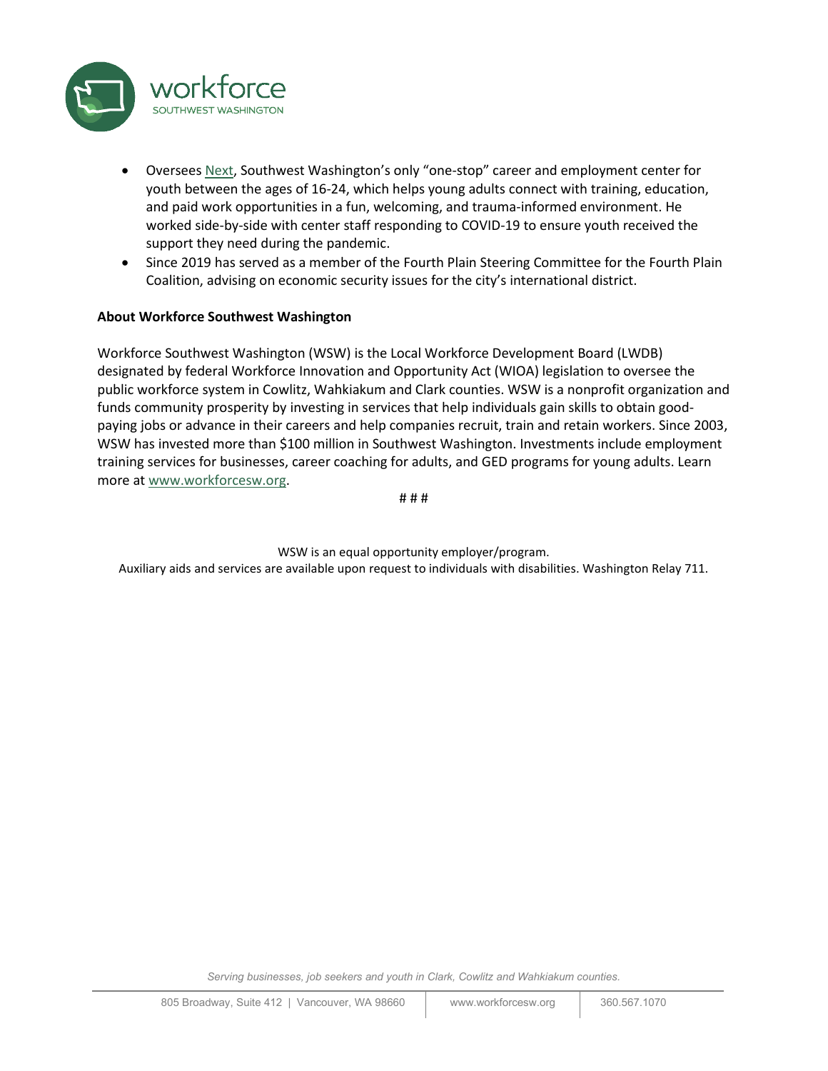- Oversees Next, Southwest Washington's only "one-stop" career and employment center for youth between the ages of 16-24, which helps young adults connect with training, education, and paid work opportunities in a fun, welcoming, and trauma-informed environment. He worked side-by-side with center staff responding to COVID-19 to ensure youth received the support they need during the pandemic.
- Since 2019 has served as a member of the Fourth Plain Steering Committee for the Fourth Plain Coalition, advising on economic security issues for the city's international district.

**About Workforce Southwest Washington**

Workforce Southwest Washington (WSW) is the Local Workforce Development Board (LWDB) designated by federal Workforce Innovation and Opportunity Act (WIOA) legislation to oversee the public workforce system in Cowlitz, Wahkiakum and Clark counties. WSW is a nonprofit organization and funds community prosperity by investing in services that help individuals gain skills to obtain good-paying jobs or advance in their careers and help companies recruit, train and retain workers. Since 2003, WSW has invested more than $100 million in Southwest Washington. Investments include employment training services for businesses, career coaching for adults, and GED programs for young adults. Learn more at www.workforcesw.org.

# # #

WSW is an equal opportunity employer/program.
Auxiliary aids and services are available upon request to individuals with disabilities. Washington Relay 711.